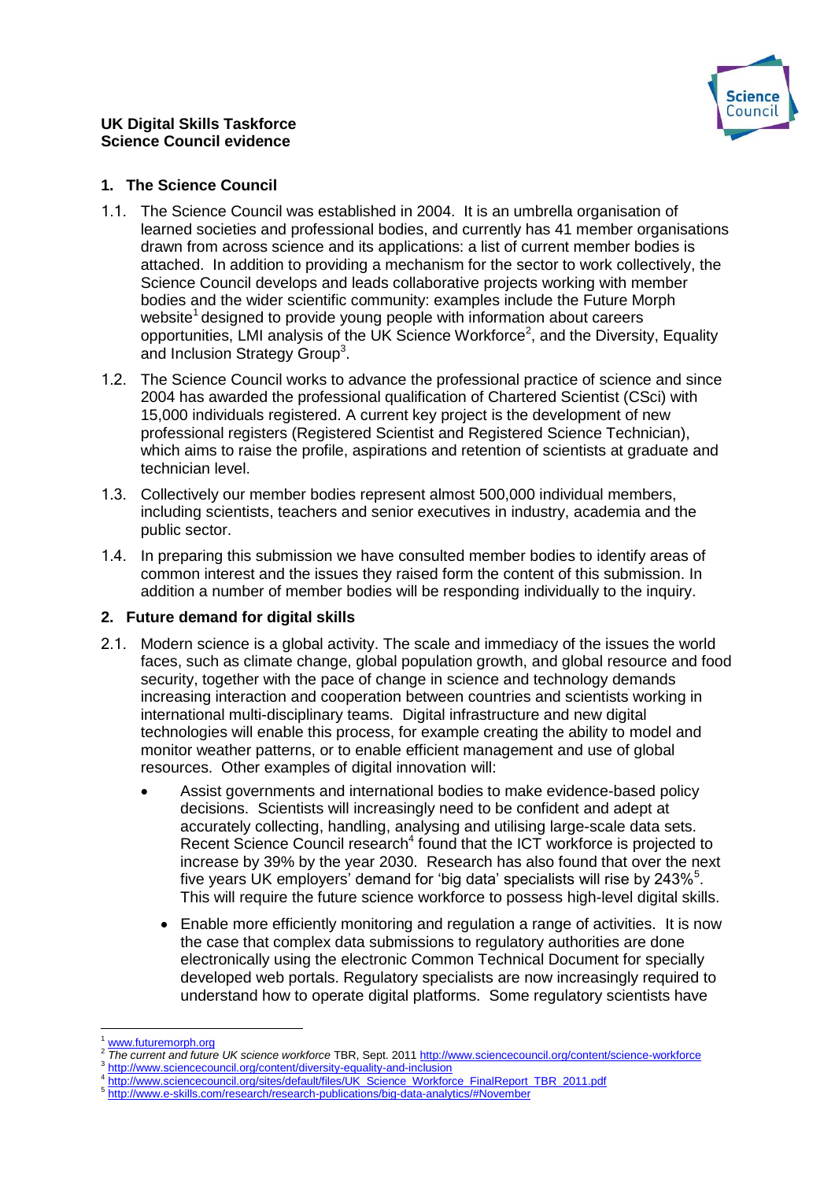**UK Digital Skills Taskforce**
**Science Council evidence**

## 1. The Science Council

1.1. The Science Council was established in 2004. It is an umbrella organisation of learned societies and professional bodies, and currently has 41 member organisations drawn from across science and its applications: a list of current member bodies is attached. In addition to providing a mechanism for the sector to work collectively, the Science Council develops and leads collaborative projects working with member bodies and the wider scientific community: examples include the Future Morph website[1] designed to provide young people with information about careers opportunities, LMI analysis of the UK Science Workforce[2], and the Diversity, Equality and Inclusion Strategy Group[3].

1.2. The Science Council works to advance the professional practice of science and since 2004 has awarded the professional qualification of Chartered Scientist (CSci) with 15,000 individuals registered. A current key project is the development of new professional registers (Registered Scientist and Registered Science Technician), which aims to raise the profile, aspirations and retention of scientists at graduate and technician level.

1.3. Collectively our member bodies represent almost 500,000 individual members, including scientists, teachers and senior executives in industry, academia and the public sector.

1.4. In preparing this submission we have consulted member bodies to identify areas of common interest and the issues they raised form the content of this submission. In addition a number of member bodies will be responding individually to the inquiry.

## 2. Future demand for digital skills

2.1. Modern science is a global activity. The scale and immediacy of the issues the world faces, such as climate change, global population growth, and global resource and food security, together with the pace of change in science and technology demands increasing interaction and cooperation between countries and scientists working in international multi-disciplinary teams. Digital infrastructure and new digital technologies will enable this process, for example creating the ability to model and monitor weather patterns, or to enable efficient management and use of global resources. Other examples of digital innovation will:

- Assist governments and international bodies to make evidence-based policy decisions. Scientists will increasingly need to be confident and adept at accurately collecting, handling, analysing and utilising large-scale data sets. Recent Science Council research[4] found that the ICT workforce is projected to increase by 39% by the year 2030. Research has also found that over the next five years UK employers' demand for 'big data' specialists will rise by 243%[5]. This will require the future science workforce to possess high-level digital skills.
- Enable more efficiently monitoring and regulation a range of activities. It is now the case that complex data submissions to regulatory authorities are done electronically using the electronic Common Technical Document for specially developed web portals. Regulatory specialists are now increasingly required to understand how to operate digital platforms. Some regulatory scientists have

---

[1] www.futuremorph.org
[2] *The current and future UK science workforce* TBR, Sept. 2011 http://www.sciencecouncil.org/content/science-workforce
[3] http://www.sciencecouncil.org/content/diversity-equality-and-inclusion
[4] http://www.sciencecouncil.org/sites/default/files/UK_Science_Workforce_FinalReport_TBR_2011.pdf
[5] http://www.e-skills.com/research/research-publications/big-data-analytics/#November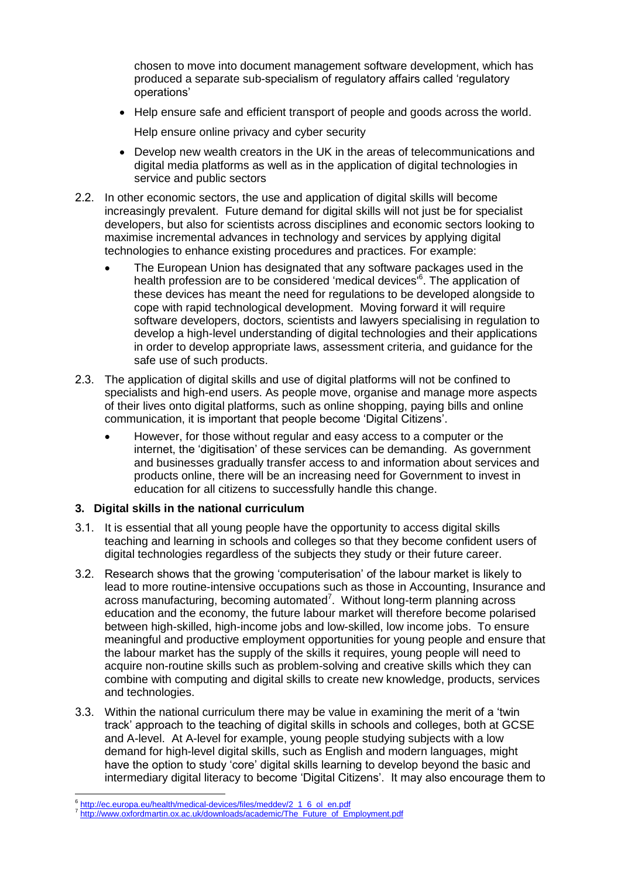chosen to move into document management software development, which has produced a separate sub-specialism of regulatory affairs called 'regulatory operations'

- Help ensure safe and efficient transport of people and goods across the world.

  Help ensure online privacy and cyber security

- Develop new wealth creators in the UK in the areas of telecommunications and digital media platforms as well as in the application of digital technologies in service and public sectors

2.2. In other economic sectors, the use and application of digital skills will become increasingly prevalent. Future demand for digital skills will not just be for specialist developers, but also for scientists across disciplines and economic sectors looking to maximise incremental advances in technology and services by applying digital technologies to enhance existing procedures and practices. For example:

- The European Union has designated that any software packages used in the health profession are to be considered 'medical devices'[6]. The application of these devices has meant the need for regulations to be developed alongside to cope with rapid technological development. Moving forward it will require software developers, doctors, scientists and lawyers specialising in regulation to develop a high-level understanding of digital technologies and their applications in order to develop appropriate laws, assessment criteria, and guidance for the safe use of such products.

2.3. The application of digital skills and use of digital platforms will not be confined to specialists and high-end users. As people move, organise and manage more aspects of their lives onto digital platforms, such as online shopping, paying bills and online communication, it is important that people become 'Digital Citizens'.

- However, for those without regular and easy access to a computer or the internet, the 'digitisation' of these services can be demanding. As government and businesses gradually transfer access to and information about services and products online, there will be an increasing need for Government to invest in education for all citizens to successfully handle this change.

## 3. Digital skills in the national curriculum

3.1. It is essential that all young people have the opportunity to access digital skills teaching and learning in schools and colleges so that they become confident users of digital technologies regardless of the subjects they study or their future career.

3.2. Research shows that the growing 'computerisation' of the labour market is likely to lead to more routine-intensive occupations such as those in Accounting, Insurance and across manufacturing, becoming automated[7]. Without long-term planning across education and the economy, the future labour market will therefore become polarised between high-skilled, high-income jobs and low-skilled, low income jobs. To ensure meaningful and productive employment opportunities for young people and ensure that the labour market has the supply of the skills it requires, young people will need to acquire non-routine skills such as problem-solving and creative skills which they can combine with computing and digital skills to create new knowledge, products, services and technologies.

3.3. Within the national curriculum there may be value in examining the merit of a 'twin track' approach to the teaching of digital skills in schools and colleges, both at GCSE and A-level. At A-level for example, young people studying subjects with a low demand for high-level digital skills, such as English and modern languages, might have the option to study 'core' digital skills learning to develop beyond the basic and intermediary digital literacy to become 'Digital Citizens'. It may also encourage them to

---

[6] http://ec.europa.eu/health/medical-devices/files/meddev/2_1_6_ol_en.pdf

[7] http://www.oxfordmartin.ox.ac.uk/downloads/academic/The_Future_of_Employment.pdf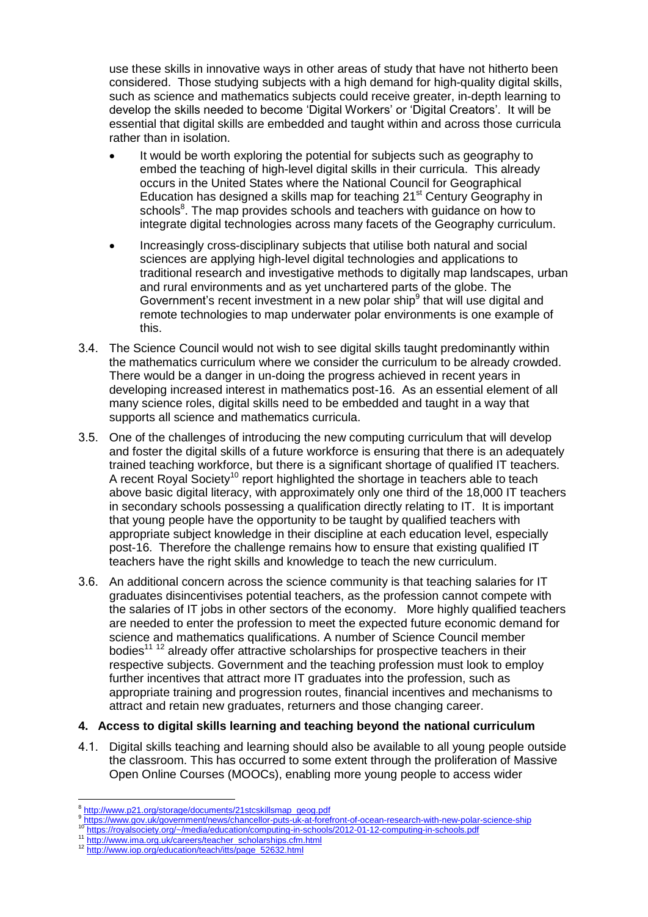use these skills in innovative ways in other areas of study that have not hitherto been considered. Those studying subjects with a high demand for high-quality digital skills, such as science and mathematics subjects could receive greater, in-depth learning to develop the skills needed to become 'Digital Workers' or 'Digital Creators'. It will be essential that digital skills are embedded and taught within and across those curricula rather than in isolation.

- It would be worth exploring the potential for subjects such as geography to embed the teaching of high-level digital skills in their curricula. This already occurs in the United States where the National Council for Geographical Education has designed a skills map for teaching 21st Century Geography in schools[8]. The map provides schools and teachers with guidance on how to integrate digital technologies across many facets of the Geography curriculum.
- Increasingly cross-disciplinary subjects that utilise both natural and social sciences are applying high-level digital technologies and applications to traditional research and investigative methods to digitally map landscapes, urban and rural environments and as yet unchartered parts of the globe. The Government's recent investment in a new polar ship[9] that will use digital and remote technologies to map underwater polar environments is one example of this.

3.4. The Science Council would not wish to see digital skills taught predominantly within the mathematics curriculum where we consider the curriculum to be already crowded. There would be a danger in un-doing the progress achieved in recent years in developing increased interest in mathematics post-16. As an essential element of all many science roles, digital skills need to be embedded and taught in a way that supports all science and mathematics curricula.

3.5. One of the challenges of introducing the new computing curriculum that will develop and foster the digital skills of a future workforce is ensuring that there is an adequately trained teaching workforce, but there is a significant shortage of qualified IT teachers. A recent Royal Society[10] report highlighted the shortage in teachers able to teach above basic digital literacy, with approximately only one third of the 18,000 IT teachers in secondary schools possessing a qualification directly relating to IT. It is important that young people have the opportunity to be taught by qualified teachers with appropriate subject knowledge in their discipline at each education level, especially post-16. Therefore the challenge remains how to ensure that existing qualified IT teachers have the right skills and knowledge to teach the new curriculum.

3.6. An additional concern across the science community is that teaching salaries for IT graduates disincentivises potential teachers, as the profession cannot compete with the salaries of IT jobs in other sectors of the economy. More highly qualified teachers are needed to enter the profession to meet the expected future economic demand for science and mathematics qualifications. A number of Science Council member bodies[11] [12] already offer attractive scholarships for prospective teachers in their respective subjects. Government and the teaching profession must look to employ further incentives that attract more IT graduates into the profession, such as appropriate training and progression routes, financial incentives and mechanisms to attract and retain new graduates, returners and those changing career.

## 4. Access to digital skills learning and teaching beyond the national curriculum

4.1. Digital skills teaching and learning should also be available to all young people outside the classroom. This has occurred to some extent through the proliferation of Massive Open Online Courses (MOOCs), enabling more young people to access wider

---

[8] http://www.p21.org/storage/documents/21stcskillsmap_geog.pdf

[9] https://www.gov.uk/government/news/chancellor-puts-uk-at-forefront-of-ocean-research-with-new-polar-science-ship

[10] https://royalsociety.org/~/media/education/computing-in-schools/2012-01-12-computing-in-schools.pdf

[11] http://www.ima.org.uk/careers/teacher_scholarships.cfm.html

[12] http://www.iop.org/education/teach/itts/page_52632.html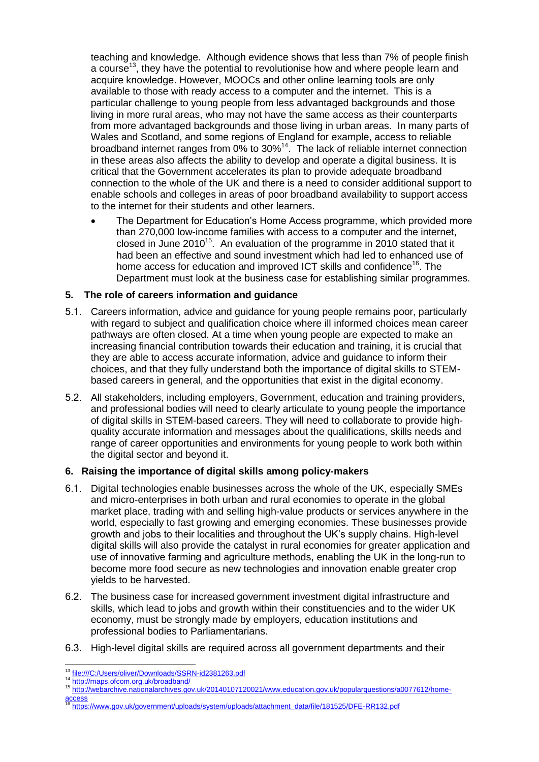teaching and knowledge. Although evidence shows that less than 7% of people finish a course[13], they have the potential to revolutionise how and where people learn and acquire knowledge. However, MOOCs and other online learning tools are only available to those with ready access to a computer and the internet. This is a particular challenge to young people from less advantaged backgrounds and those living in more rural areas, who may not have the same access as their counterparts from more advantaged backgrounds and those living in urban areas. In many parts of Wales and Scotland, and some regions of England for example, access to reliable broadband internet ranges from 0% to 30%[14]. The lack of reliable internet connection in these areas also affects the ability to develop and operate a digital business. It is critical that the Government accelerates its plan to provide adequate broadband connection to the whole of the UK and there is a need to consider additional support to enable schools and colleges in areas of poor broadband availability to support access to the internet for their students and other learners.

- The Department for Education's Home Access programme, which provided more than 270,000 low-income families with access to a computer and the internet, closed in June 2010[15]. An evaluation of the programme in 2010 stated that it had been an effective and sound investment which had led to enhanced use of home access for education and improved ICT skills and confidence[16]. The Department must look at the business case for establishing similar programmes.

## 5. The role of careers information and guidance

5.1. Careers information, advice and guidance for young people remains poor, particularly with regard to subject and qualification choice where ill informed choices mean career pathways are often closed. At a time when young people are expected to make an increasing financial contribution towards their education and training, it is crucial that they are able to access accurate information, advice and guidance to inform their choices, and that they fully understand both the importance of digital skills to STEM-based careers in general, and the opportunities that exist in the digital economy.

5.2. All stakeholders, including employers, Government, education and training providers, and professional bodies will need to clearly articulate to young people the importance of digital skills in STEM-based careers. They will need to collaborate to provide high-quality accurate information and messages about the qualifications, skills needs and range of career opportunities and environments for young people to work both within the digital sector and beyond it.

## 6. Raising the importance of digital skills among policy-makers

6.1. Digital technologies enable businesses across the whole of the UK, especially SMEs and micro-enterprises in both urban and rural economies to operate in the global market place, trading with and selling high-value products or services anywhere in the world, especially to fast growing and emerging economies. These businesses provide growth and jobs to their localities and throughout the UK's supply chains. High-level digital skills will also provide the catalyst in rural economies for greater application and use of innovative farming and agriculture methods, enabling the UK in the long-run to become more food secure as new technologies and innovation enable greater crop yields to be harvested.

6.2. The business case for increased government investment digital infrastructure and skills, which lead to jobs and growth within their constituencies and to the wider UK economy, must be strongly made by employers, education institutions and professional bodies to Parliamentarians.

6.3. High-level digital skills are required across all government departments and their

---

[13] file:///C:/Users/oliver/Downloads/SSRN-id2381263.pdf

[14] http://maps.ofcom.org.uk/broadband/

[15] http://webarchive.nationalarchives.gov.uk/20140107120021/www.education.gov.uk/popularquestions/a0077612/home-access

[16] https://www.gov.uk/government/uploads/system/uploads/attachment_data/file/181525/DFE-RR132.pdf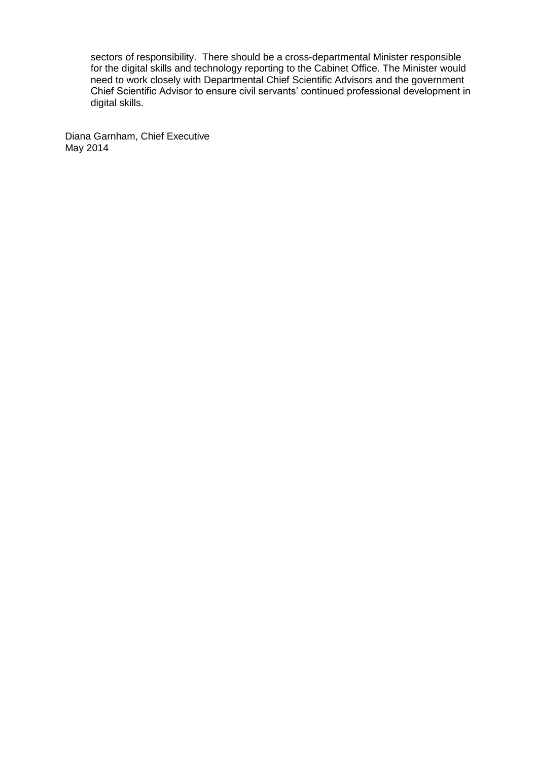sectors of responsibility. There should be a cross-departmental Minister responsible for the digital skills and technology reporting to the Cabinet Office. The Minister would need to work closely with Departmental Chief Scientific Advisors and the government Chief Scientific Advisor to ensure civil servants' continued professional development in digital skills.

Diana Garnham, Chief Executive
May 2014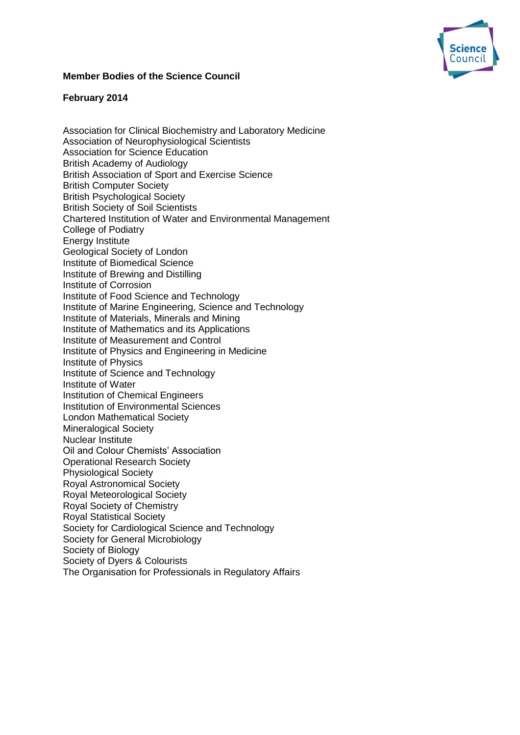**Member Bodies of the Science Council**

**February 2014**

Association for Clinical Biochemistry and Laboratory Medicine
Association of Neurophysiological Scientists
Association for Science Education
British Academy of Audiology
British Association of Sport and Exercise Science
British Computer Society
British Psychological Society
British Society of Soil Scientists
Chartered Institution of Water and Environmental Management
College of Podiatry
Energy Institute
Geological Society of London
Institute of Biomedical Science
Institute of Brewing and Distilling
Institute of Corrosion
Institute of Food Science and Technology
Institute of Marine Engineering, Science and Technology
Institute of Materials, Minerals and Mining
Institute of Mathematics and its Applications
Institute of Measurement and Control
Institute of Physics and Engineering in Medicine
Institute of Physics
Institute of Science and Technology
Institute of Water
Institution of Chemical Engineers
Institution of Environmental Sciences
London Mathematical Society
Mineralogical Society
Nuclear Institute
Oil and Colour Chemists' Association
Operational Research Society
Physiological Society
Royal Astronomical Society
Royal Meteorological Society
Royal Society of Chemistry
Royal Statistical Society
Society for Cardiological Science and Technology
Society for General Microbiology
Society of Biology
Society of Dyers & Colourists
The Organisation for Professionals in Regulatory Affairs